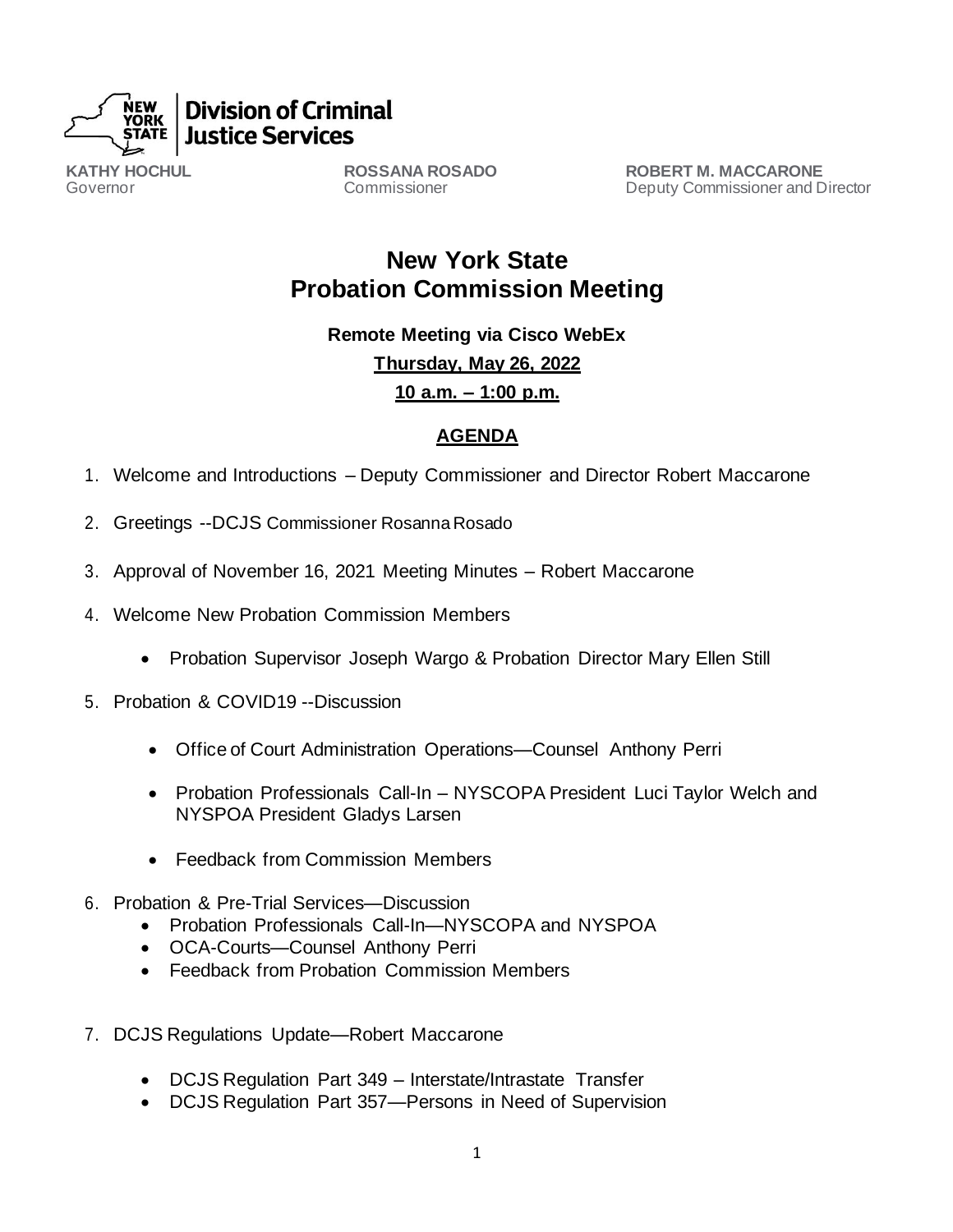**Division of Criminal Justice Services**

**KATHY HOCHUL**
Governor

**ROSSANA ROSADO**
Commissioner

**ROBERT M. MACCARONE**
Deputy Commissioner and Director

# New York State
# Probation Commission Meeting

**Remote Meeting via Cisco WebEx**

**Thursday, May 26, 2022**

**10 a.m. – 1:00 p.m.**

## AGENDA

1. Welcome and Introductions – Deputy Commissioner and Director Robert Maccarone

2. Greetings --DCJS Commissioner Rosanna Rosado

3. Approval of November 16, 2021 Meeting Minutes – Robert Maccarone

4. Welcome New Probation Commission Members

    - Probation Supervisor Joseph Wargo & Probation Director Mary Ellen Still

5. Probation & COVID19 --Discussion

    - Office of Court Administration Operations—Counsel Anthony Perri

    - Probation Professionals Call-In – NYSCOPA President Luci Taylor Welch and NYSPOA President Gladys Larsen

    - Feedback from Commission Members

6. Probation & Pre-Trial Services—Discussion
    - Probation Professionals Call-In—NYSCOPA and NYSPOA
    - OCA-Courts—Counsel Anthony Perri
    - Feedback from Probation Commission Members

7. DCJS Regulations Update—Robert Maccarone

    - DCJS Regulation Part 349 – Interstate/Intrastate Transfer
    - DCJS Regulation Part 357—Persons in Need of Supervision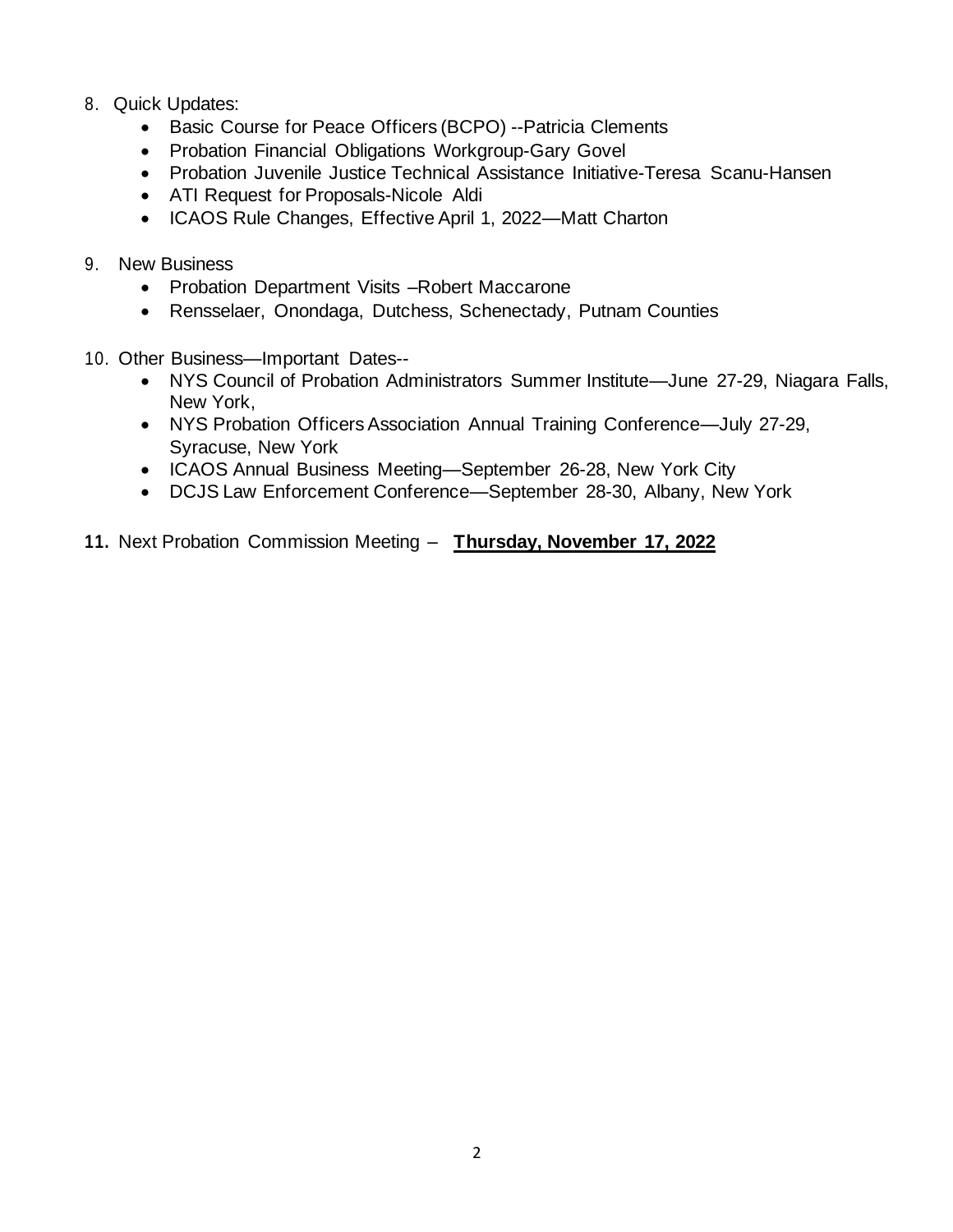8. Quick Updates:
    - Basic Course for Peace Officers (BCPO) --Patricia Clements
    - Probation Financial Obligations Workgroup-Gary Govel
    - Probation Juvenile Justice Technical Assistance Initiative-Teresa Scanu-Hansen
    - ATI Request for Proposals-Nicole Aldi
    - ICAOS Rule Changes, Effective April 1, 2022—Matt Charton

9. New Business
    - Probation Department Visits –Robert Maccarone
    - Rensselaer, Onondaga, Dutchess, Schenectady, Putnam Counties

10. Other Business—Important Dates--
    - NYS Council of Probation Administrators Summer Institute—June 27-29, Niagara Falls, New York,
    - NYS Probation Officers Association Annual Training Conference—July 27-29, Syracuse, New York
    - ICAOS Annual Business Meeting—September 26-28, New York City
    - DCJS Law Enforcement Conference—September 28-30, Albany, New York

**11.** Next Probation Commission Meeting – **Thursday, November 17, 2022**